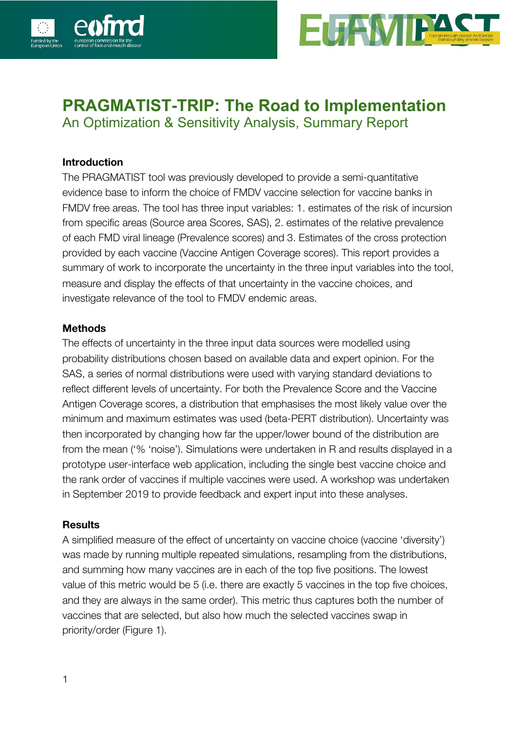# PRAGMATIST-TRIP: The Road to Implementation

## An Optimization & Sensitivity Analysis, Summary Report

### Introduction

The PRAGMATIST tool was previously developed to provide a semi-quantitative evidence base to inform the choice of FMDV vaccine selection for vaccine banks in FMDV free areas. The tool has three input variables: 1. estimates of the risk of incursion from specific areas (Source area Scores, SAS), 2. estimates of the relative prevalence of each FMD viral lineage (Prevalence scores) and 3. Estimates of the cross protection provided by each vaccine (Vaccine Antigen Coverage scores). This report provides a summary of work to incorporate the uncertainty in the three input variables into the tool, measure and display the effects of that uncertainty in the vaccine choices, and investigate relevance of the tool to FMDV endemic areas.

### Methods

The effects of uncertainty in the three input data sources were modelled using probability distributions chosen based on available data and expert opinion. For the SAS, a series of normal distributions were used with varying standard deviations to reflect different levels of uncertainty. For both the Prevalence Score and the Vaccine Antigen Coverage scores, a distribution that emphasises the most likely value over the minimum and maximum estimates was used (beta-PERT distribution). Uncertainty was then incorporated by changing how far the upper/lower bound of the distribution are from the mean ('% 'noise'). Simulations were undertaken in R and results displayed in a prototype user-interface web application, including the single best vaccine choice and the rank order of vaccines if multiple vaccines were used. A workshop was undertaken in September 2019 to provide feedback and expert input into these analyses.

### Results

A simplified measure of the effect of uncertainty on vaccine choice (vaccine 'diversity') was made by running multiple repeated simulations, resampling from the distributions, and summing how many vaccines are in each of the top five positions. The lowest value of this metric would be 5 (i.e. there are exactly 5 vaccines in the top five choices, and they are always in the same order). This metric thus captures both the number of vaccines that are selected, but also how much the selected vaccines swap in priority/order (Figure 1).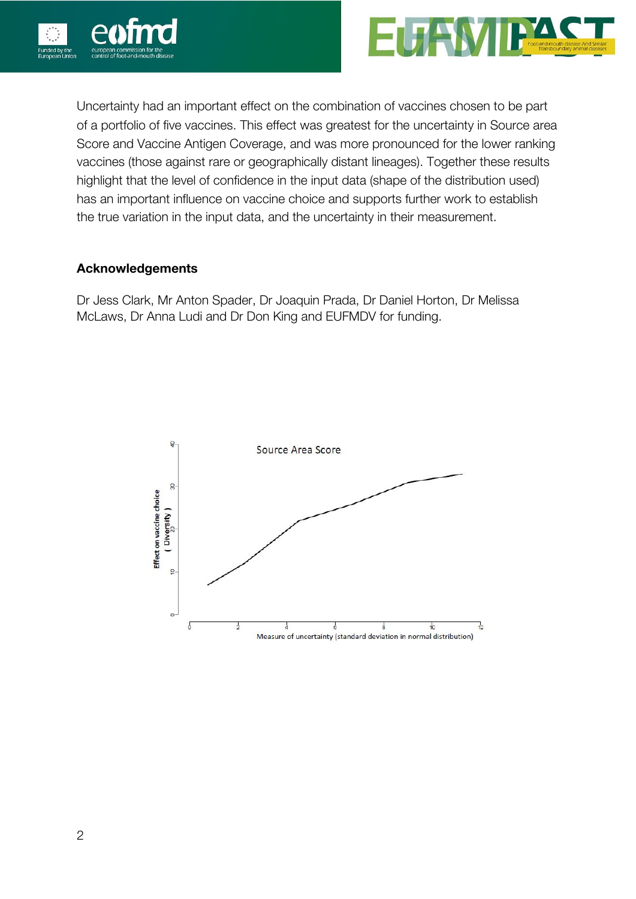Uncertainty had an important effect on the combination of vaccines chosen to be part of a portfolio of five vaccines. This effect was greatest for the uncertainty in Source area Score and Vaccine Antigen Coverage, and was more pronounced for the lower ranking vaccines (those against rare or geographically distant lineages). Together these results highlight that the level of confidence in the input data (shape of the distribution used) has an important influence on vaccine choice and supports further work to establish the true variation in the input data, and the uncertainty in their measurement.

**Acknowledgements**

Dr Jess Clark, Mr Anton Spader, Dr Joaquin Prada, Dr Daniel Horton, Dr Melissa McLaws, Dr Anna Ludi and Dr Don King and EUFMDV for funding.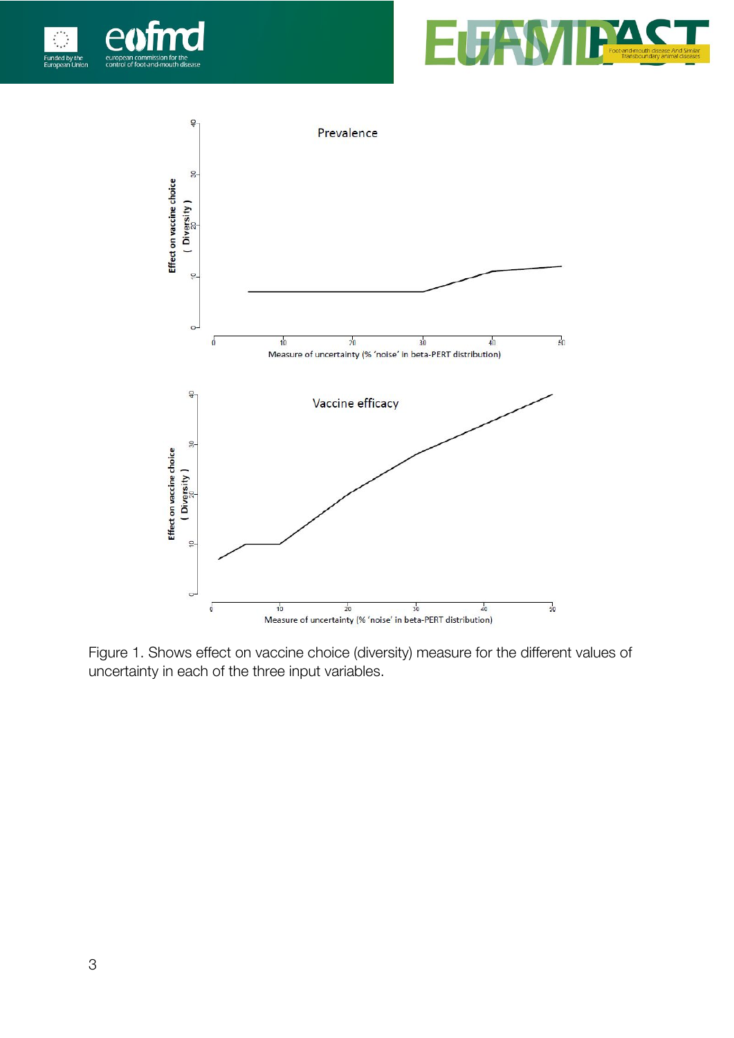Prevalence

Effect on vaccine choice ( Diversity )

0
10
20
30
40

0
10
20
30
40
50

Measure of uncertainty (% 'noise' in beta-PERT distribution)

Vaccine efficacy

Effect on vaccine choice ( Diversity )

0
10
20
30
40

0
10
20
30
40
50

Measure of uncertainty (% 'noise' in beta-PERT distribution)

Figure 1. Shows effect on vaccine choice (diversity) measure for the different values of uncertainty in each of the three input variables.